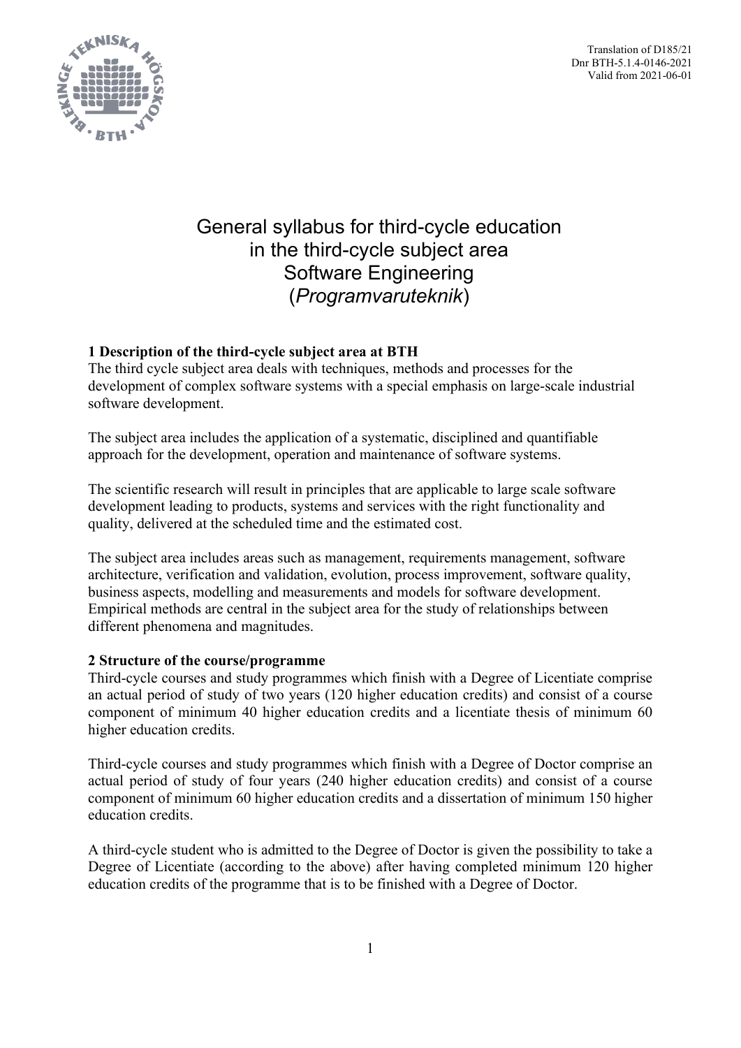Translation of D185/21
Dnr BTH-5.1.4-0146-2021
Valid from 2021-06-01

# General syllabus for third-cycle education in the third-cycle subject area Software Engineering (*Programvaruteknik*)

**1 Description of the third-cycle subject area at BTH**

The third cycle subject area deals with techniques, methods and processes for the development of complex software systems with a special emphasis on large-scale industrial software development.

The subject area includes the application of a systematic, disciplined and quantifiable approach for the development, operation and maintenance of software systems.

The scientific research will result in principles that are applicable to large scale software development leading to products, systems and services with the right functionality and quality, delivered at the scheduled time and the estimated cost.

The subject area includes areas such as management, requirements management, software architecture, verification and validation, evolution, process improvement, software quality, business aspects, modelling and measurements and models for software development. Empirical methods are central in the subject area for the study of relationships between different phenomena and magnitudes.

**2 Structure of the course/programme**

Third-cycle courses and study programmes which finish with a Degree of Licentiate comprise an actual period of study of two years (120 higher education credits) and consist of a course component of minimum 40 higher education credits and a licentiate thesis of minimum 60 higher education credits.

Third-cycle courses and study programmes which finish with a Degree of Doctor comprise an actual period of study of four years (240 higher education credits) and consist of a course component of minimum 60 higher education credits and a dissertation of minimum 150 higher education credits.

A third-cycle student who is admitted to the Degree of Doctor is given the possibility to take a Degree of Licentiate (according to the above) after having completed minimum 120 higher education credits of the programme that is to be finished with a Degree of Doctor.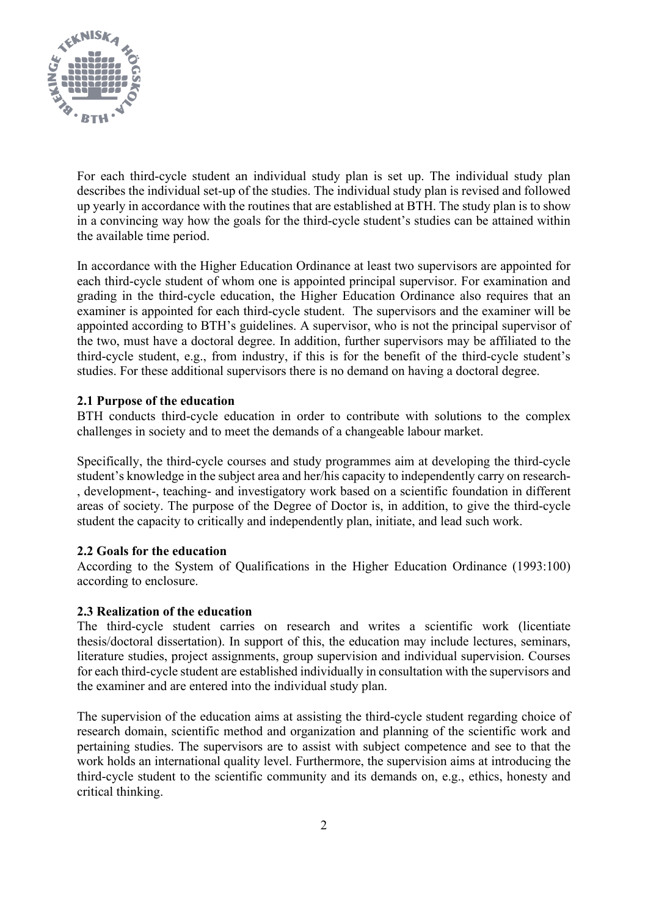For each third-cycle student an individual study plan is set up. The individual study plan describes the individual set-up of the studies. The individual study plan is revised and followed up yearly in accordance with the routines that are established at BTH. The study plan is to show in a convincing way how the goals for the third-cycle student's studies can be attained within the available time period.

In accordance with the Higher Education Ordinance at least two supervisors are appointed for each third-cycle student of whom one is appointed principal supervisor. For examination and grading in the third-cycle education, the Higher Education Ordinance also requires that an examiner is appointed for each third-cycle student. The supervisors and the examiner will be appointed according to BTH's guidelines. A supervisor, who is not the principal supervisor of the two, must have a doctoral degree. In addition, further supervisors may be affiliated to the third-cycle student, e.g., from industry, if this is for the benefit of the third-cycle student's studies. For these additional supervisors there is no demand on having a doctoral degree.

**2.1 Purpose of the education**

BTH conducts third-cycle education in order to contribute with solutions to the complex challenges in society and to meet the demands of a changeable labour market.

Specifically, the third-cycle courses and study programmes aim at developing the third-cycle student's knowledge in the subject area and her/his capacity to independently carry on research-, development-, teaching- and investigatory work based on a scientific foundation in different areas of society. The purpose of the Degree of Doctor is, in addition, to give the third-cycle student the capacity to critically and independently plan, initiate, and lead such work.

**2.2 Goals for the education**

According to the System of Qualifications in the Higher Education Ordinance (1993:100) according to enclosure.

**2.3 Realization of the education**

The third-cycle student carries on research and writes a scientific work (licentiate thesis/doctoral dissertation). In support of this, the education may include lectures, seminars, literature studies, project assignments, group supervision and individual supervision. Courses for each third-cycle student are established individually in consultation with the supervisors and the examiner and are entered into the individual study plan.

The supervision of the education aims at assisting the third-cycle student regarding choice of research domain, scientific method and organization and planning of the scientific work and pertaining studies. The supervisors are to assist with subject competence and see to that the work holds an international quality level. Furthermore, the supervision aims at introducing the third-cycle student to the scientific community and its demands on, e.g., ethics, honesty and critical thinking.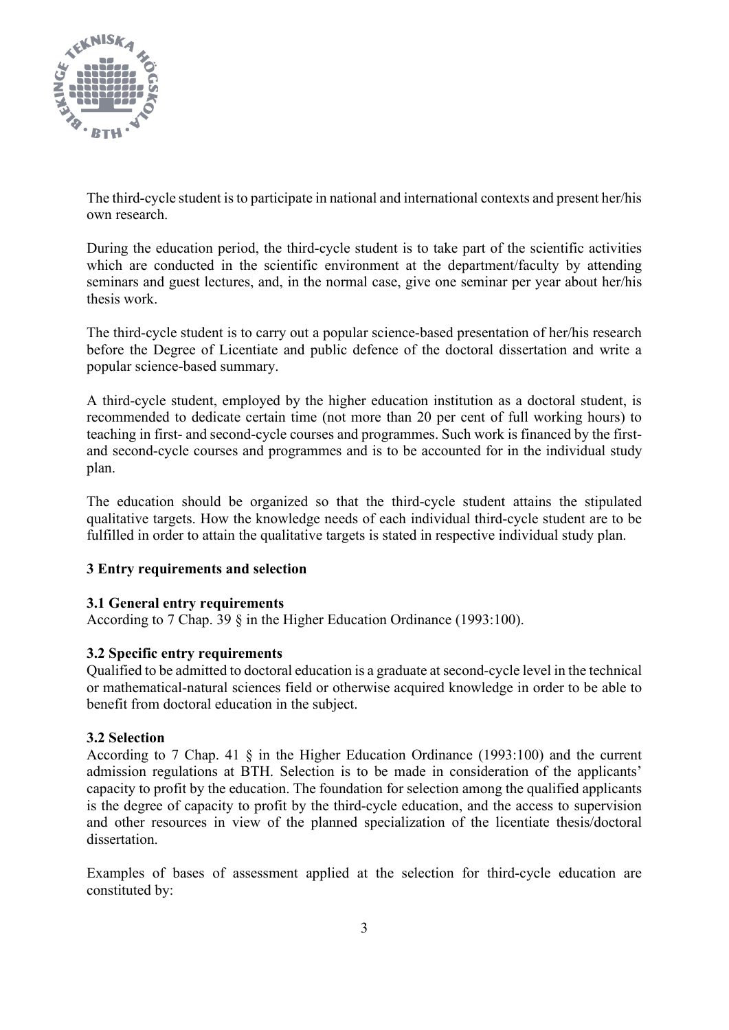The third-cycle student is to participate in national and international contexts and present her/his own research.

During the education period, the third-cycle student is to take part of the scientific activities which are conducted in the scientific environment at the department/faculty by attending seminars and guest lectures, and, in the normal case, give one seminar per year about her/his thesis work.

The third-cycle student is to carry out a popular science-based presentation of her/his research before the Degree of Licentiate and public defence of the doctoral dissertation and write a popular science-based summary.

A third-cycle student, employed by the higher education institution as a doctoral student, is recommended to dedicate certain time (not more than 20 per cent of full working hours) to teaching in first- and second-cycle courses and programmes. Such work is financed by the first- and second-cycle courses and programmes and is to be accounted for in the individual study plan.

The education should be organized so that the third-cycle student attains the stipulated qualitative targets. How the knowledge needs of each individual third-cycle student are to be fulfilled in order to attain the qualitative targets is stated in respective individual study plan.

## 3 Entry requirements and selection

### 3.1 General entry requirements

According to 7 Chap. 39 § in the Higher Education Ordinance (1993:100).

### 3.2 Specific entry requirements

Qualified to be admitted to doctoral education is a graduate at second-cycle level in the technical or mathematical-natural sciences field or otherwise acquired knowledge in order to be able to benefit from doctoral education in the subject.

### 3.2 Selection

According to 7 Chap. 41 § in the Higher Education Ordinance (1993:100) and the current admission regulations at BTH. Selection is to be made in consideration of the applicants' capacity to profit by the education. The foundation for selection among the qualified applicants is the degree of capacity to profit by the third-cycle education, and the access to supervision and other resources in view of the planned specialization of the licentiate thesis/doctoral dissertation.

Examples of bases of assessment applied at the selection for third-cycle education are constituted by: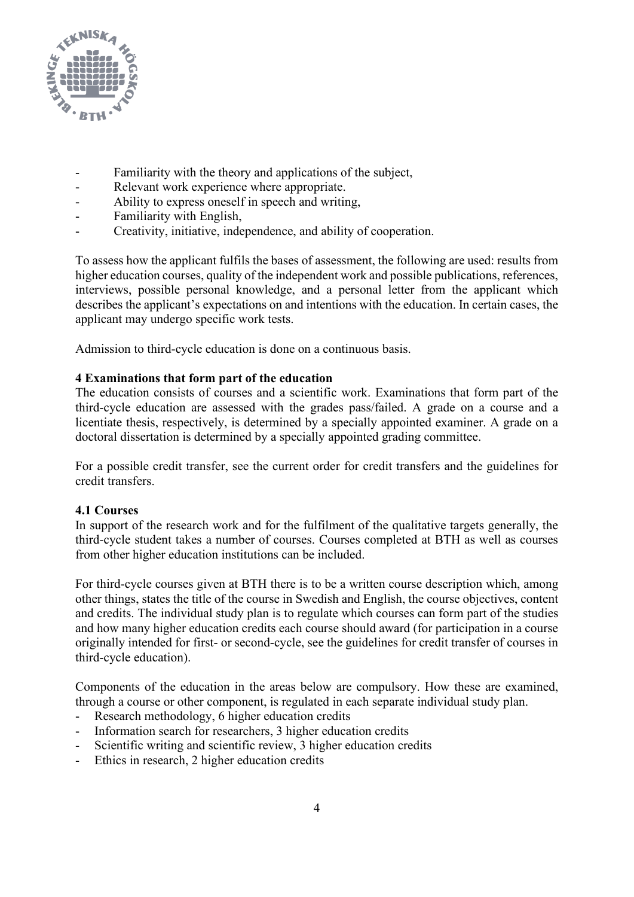- Familiarity with the theory and applications of the subject,
- Relevant work experience where appropriate.
- Ability to express oneself in speech and writing,
- Familiarity with English,
- Creativity, initiative, independence, and ability of cooperation.

To assess how the applicant fulfils the bases of assessment, the following are used: results from higher education courses, quality of the independent work and possible publications, references, interviews, possible personal knowledge, and a personal letter from the applicant which describes the applicant's expectations on and intentions with the education. In certain cases, the applicant may undergo specific work tests.

Admission to third-cycle education is done on a continuous basis.

**4 Examinations that form part of the education**

The education consists of courses and a scientific work. Examinations that form part of the third-cycle education are assessed with the grades pass/failed. A grade on a course and a licentiate thesis, respectively, is determined by a specially appointed examiner. A grade on a doctoral dissertation is determined by a specially appointed grading committee.

For a possible credit transfer, see the current order for credit transfers and the guidelines for credit transfers.

**4.1 Courses**

In support of the research work and for the fulfilment of the qualitative targets generally, the third-cycle student takes a number of courses. Courses completed at BTH as well as courses from other higher education institutions can be included.

For third-cycle courses given at BTH there is to be a written course description which, among other things, states the title of the course in Swedish and English, the course objectives, content and credits. The individual study plan is to regulate which courses can form part of the studies and how many higher education credits each course should award (for participation in a course originally intended for first- or second-cycle, see the guidelines for credit transfer of courses in third-cycle education).

Components of the education in the areas below are compulsory. How these are examined, through a course or other component, is regulated in each separate individual study plan.

- Research methodology, 6 higher education credits
- Information search for researchers, 3 higher education credits
- Scientific writing and scientific review, 3 higher education credits
- Ethics in research, 2 higher education credits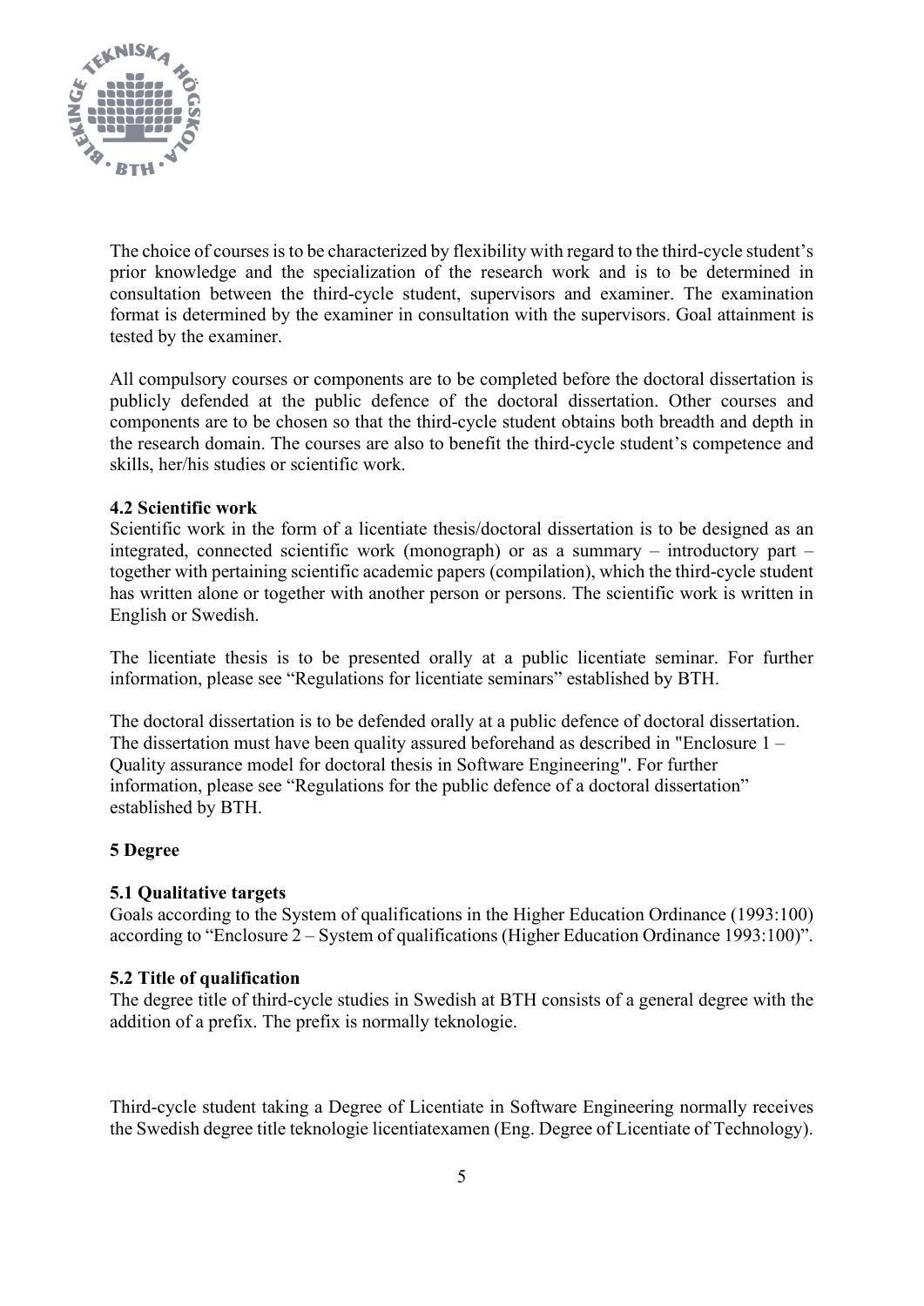The choice of courses is to be characterized by flexibility with regard to the third-cycle student's prior knowledge and the specialization of the research work and is to be determined in consultation between the third-cycle student, supervisors and examiner. The examination format is determined by the examiner in consultation with the supervisors. Goal attainment is tested by the examiner.

All compulsory courses or components are to be completed before the doctoral dissertation is publicly defended at the public defence of the doctoral dissertation. Other courses and components are to be chosen so that the third-cycle student obtains both breadth and depth in the research domain. The courses are also to benefit the third-cycle student's competence and skills, her/his studies or scientific work.

### 4.2 Scientific work

Scientific work in the form of a licentiate thesis/doctoral dissertation is to be designed as an integrated, connected scientific work (monograph) or as a summary – introductory part – together with pertaining scientific academic papers (compilation), which the third-cycle student has written alone or together with another person or persons. The scientific work is written in English or Swedish.

The licentiate thesis is to be presented orally at a public licentiate seminar. For further information, please see "Regulations for licentiate seminars" established by BTH.

The doctoral dissertation is to be defended orally at a public defence of doctoral dissertation. The dissertation must have been quality assured beforehand as described in "Enclosure 1 – Quality assurance model for doctoral thesis in Software Engineering". For further information, please see "Regulations for the public defence of a doctoral dissertation" established by BTH.

## 5 Degree

### 5.1 Qualitative targets

Goals according to the System of qualifications in the Higher Education Ordinance (1993:100) according to "Enclosure 2 – System of qualifications (Higher Education Ordinance 1993:100)".

### 5.2 Title of qualification

The degree title of third-cycle studies in Swedish at BTH consists of a general degree with the addition of a prefix. The prefix is normally teknologie.

Third-cycle student taking a Degree of Licentiate in Software Engineering normally receives the Swedish degree title teknologie licentiatexamen (Eng. Degree of Licentiate of Technology).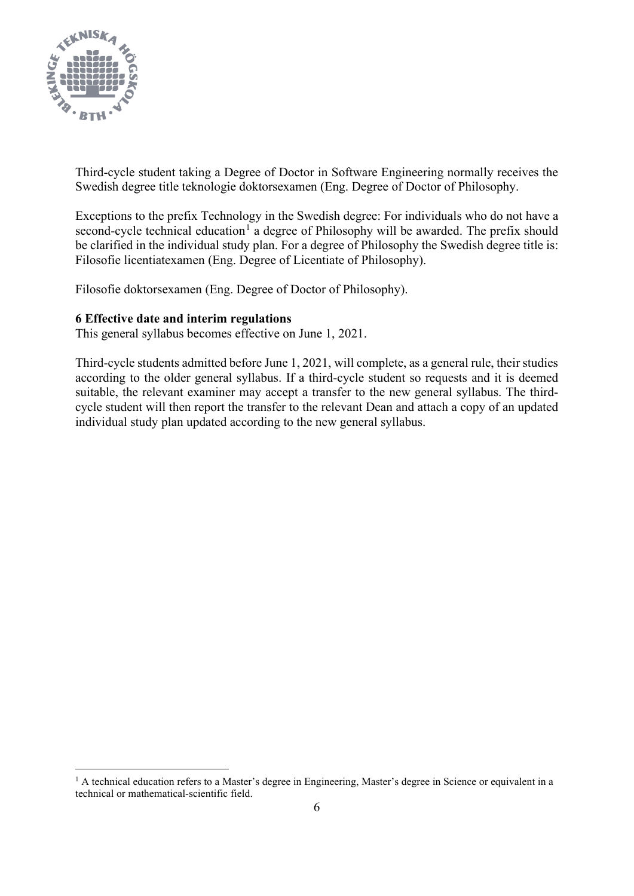Third-cycle student taking a Degree of Doctor in Software Engineering normally receives the Swedish degree title teknologie doktorsexamen (Eng. Degree of Doctor of Philosophy.

Exceptions to the prefix Technology in the Swedish degree: For individuals who do not have a second-cycle technical education[1] a degree of Philosophy will be awarded. The prefix should be clarified in the individual study plan. For a degree of Philosophy the Swedish degree title is: Filosofie licentiatexamen (Eng. Degree of Licentiate of Philosophy).

Filosofie doktorsexamen (Eng. Degree of Doctor of Philosophy).

**6 Effective date and interim regulations**

This general syllabus becomes effective on June 1, 2021.

Third-cycle students admitted before June 1, 2021, will complete, as a general rule, their studies according to the older general syllabus. If a third-cycle student so requests and it is deemed suitable, the relevant examiner may accept a transfer to the new general syllabus. The third-cycle student will then report the transfer to the relevant Dean and attach a copy of an updated individual study plan updated according to the new general syllabus.

---

[1] A technical education refers to a Master's degree in Engineering, Master's degree in Science or equivalent in a technical or mathematical-scientific field.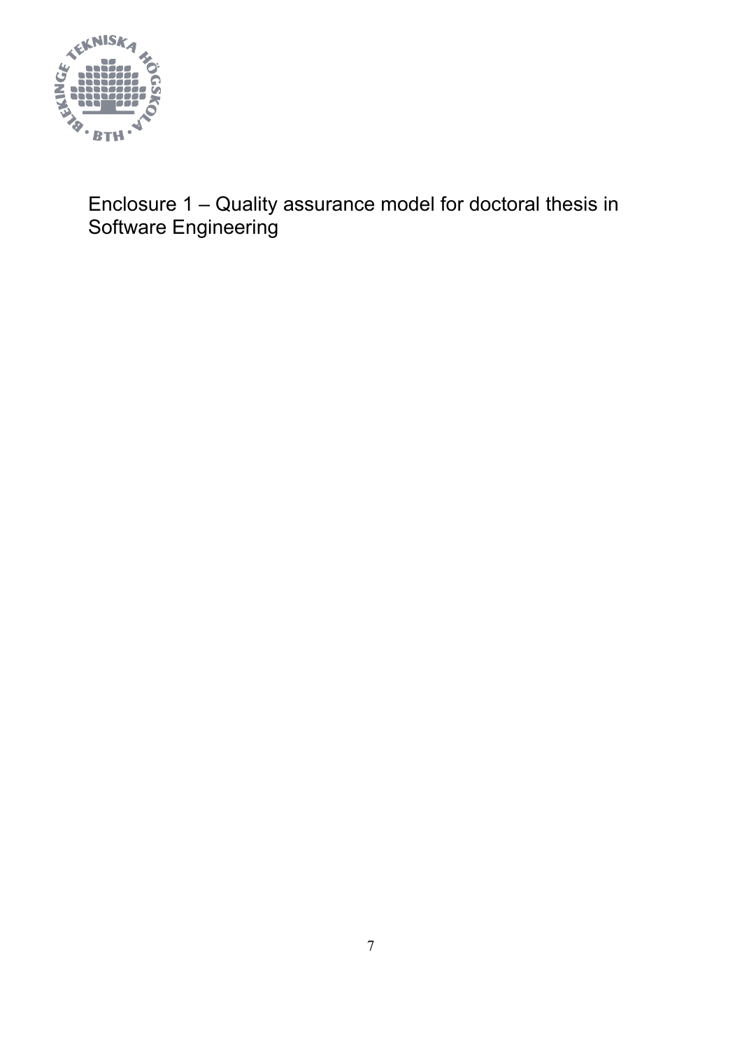# Enclosure 1 – Quality assurance model for doctoral thesis in Software Engineering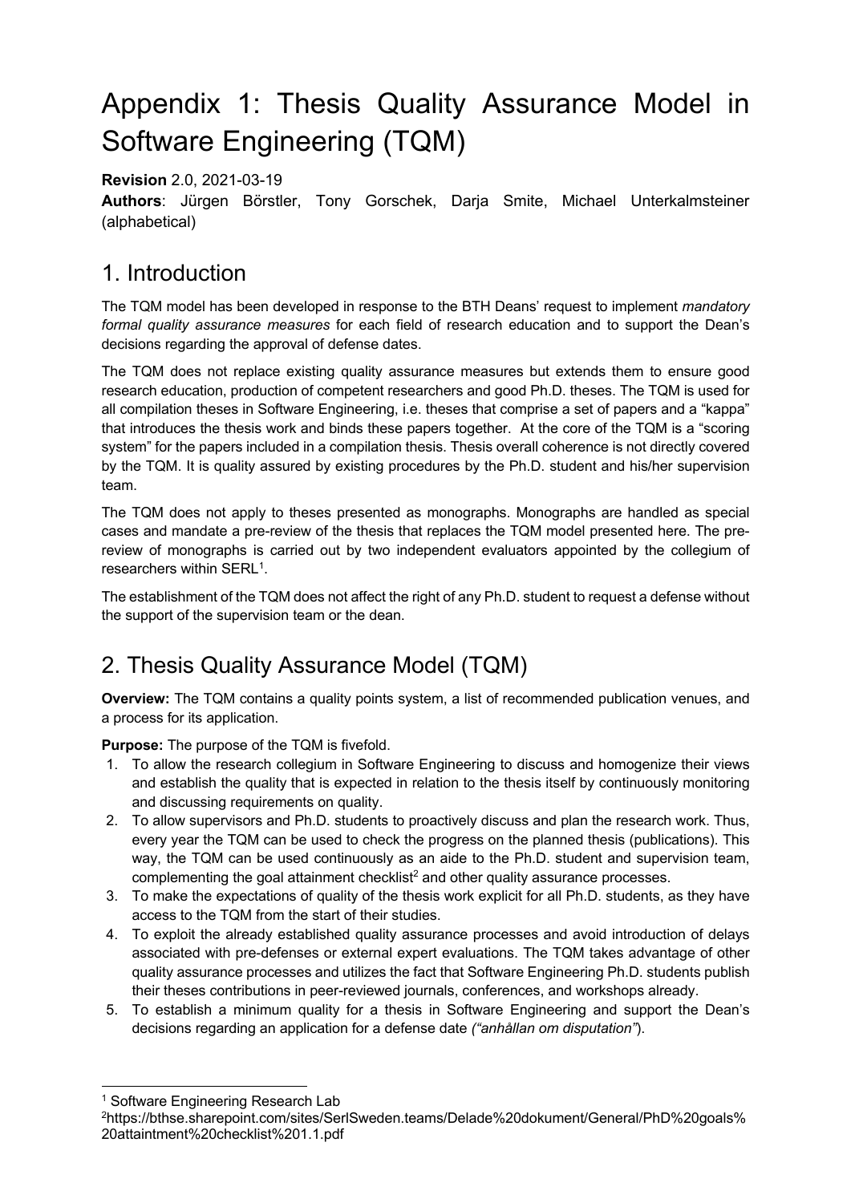# Appendix 1: Thesis Quality Assurance Model in Software Engineering (TQM)

**Revision** 2.0, 2021-03-19

**Authors**: Jürgen Börstler, Tony Gorschek, Darja Smite, Michael Unterkalmsteiner (alphabetical)

## 1. Introduction

The TQM model has been developed in response to the BTH Deans' request to implement *mandatory formal quality assurance measures* for each field of research education and to support the Dean's decisions regarding the approval of defense dates.

The TQM does not replace existing quality assurance measures but extends them to ensure good research education, production of competent researchers and good Ph.D. theses. The TQM is used for all compilation theses in Software Engineering, i.e. theses that comprise a set of papers and a "kappa" that introduces the thesis work and binds these papers together. At the core of the TQM is a "scoring system" for the papers included in a compilation thesis. Thesis overall coherence is not directly covered by the TQM. It is quality assured by existing procedures by the Ph.D. student and his/her supervision team.

The TQM does not apply to theses presented as monographs. Monographs are handled as special cases and mandate a pre-review of the thesis that replaces the TQM model presented here. The pre-review of monographs is carried out by two independent evaluators appointed by the collegium of researchers within SERL[1].

The establishment of the TQM does not affect the right of any Ph.D. student to request a defense without the support of the supervision team or the dean.

## 2. Thesis Quality Assurance Model (TQM)

**Overview:** The TQM contains a quality points system, a list of recommended publication venues, and a process for its application.

**Purpose:** The purpose of the TQM is fivefold.

1. To allow the research collegium in Software Engineering to discuss and homogenize their views and establish the quality that is expected in relation to the thesis itself by continuously monitoring and discussing requirements on quality.
2. To allow supervisors and Ph.D. students to proactively discuss and plan the research work. Thus, every year the TQM can be used to check the progress on the planned thesis (publications). This way, the TQM can be used continuously as an aide to the Ph.D. student and supervision team, complementing the goal attainment checklist[2] and other quality assurance processes.
3. To make the expectations of quality of the thesis work explicit for all Ph.D. students, as they have access to the TQM from the start of their studies.
4. To exploit the already established quality assurance processes and avoid introduction of delays associated with pre-defenses or external expert evaluations. The TQM takes advantage of other quality assurance processes and utilizes the fact that Software Engineering Ph.D. students publish their theses contributions in peer-reviewed journals, conferences, and workshops already.
5. To establish a minimum quality for a thesis in Software Engineering and support the Dean's decisions regarding an application for a defense date *("anhållan om disputation")*.

---

[1] Software Engineering Research Lab

[2] https://bthse.sharepoint.com/sites/SerlSweden.teams/Delade%20dokument/General/PhD%20goals%20attaintment%20checklist%201.1.pdf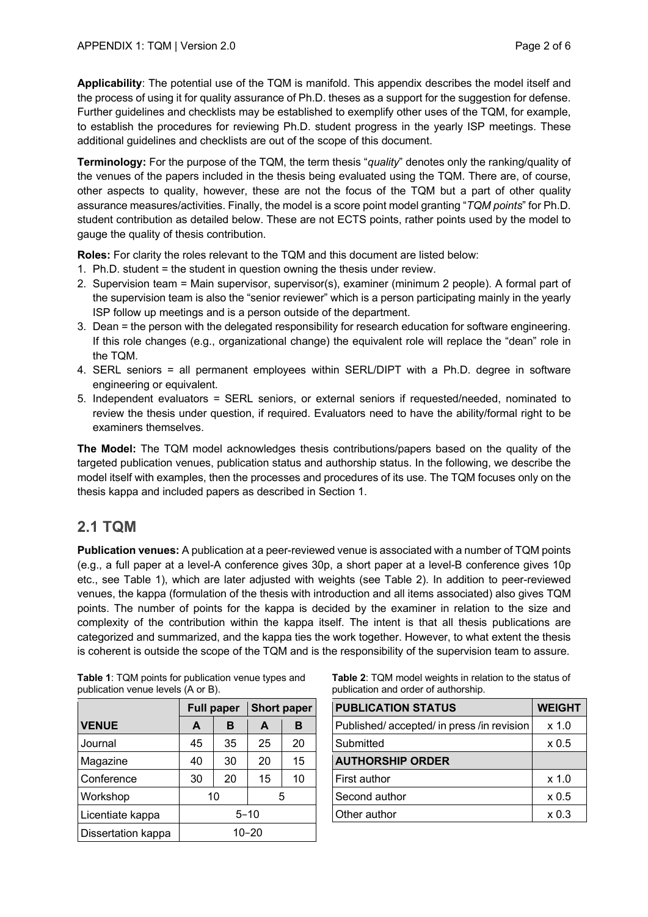**Applicability**: The potential use of the TQM is manifold. This appendix describes the model itself and the process of using it for quality assurance of Ph.D. theses as a support for the suggestion for defense. Further guidelines and checklists may be established to exemplify other uses of the TQM, for example, to establish the procedures for reviewing Ph.D. student progress in the yearly ISP meetings. These additional guidelines and checklists are out of the scope of this document.

**Terminology:** For the purpose of the TQM, the term thesis "*quality*" denotes only the ranking/quality of the venues of the papers included in the thesis being evaluated using the TQM. There are, of course, other aspects to quality, however, these are not the focus of the TQM but a part of other quality assurance measures/activities. Finally, the model is a score point model granting "*TQM points*" for Ph.D. student contribution as detailed below. These are not ECTS points, rather points used by the model to gauge the quality of thesis contribution.

**Roles:** For clarity the roles relevant to the TQM and this document are listed below:

1. Ph.D. student = the student in question owning the thesis under review.
2. Supervision team = Main supervisor, supervisor(s), examiner (minimum 2 people). A formal part of the supervision team is also the "senior reviewer" which is a person participating mainly in the yearly ISP follow up meetings and is a person outside of the department.
3. Dean = the person with the delegated responsibility for research education for software engineering. If this role changes (e.g., organizational change) the equivalent role will replace the "dean" role in the TQM.
4. SERL seniors = all permanent employees within SERL/DIPT with a Ph.D. degree in software engineering or equivalent.
5. Independent evaluators = SERL seniors, or external seniors if requested/needed, nominated to review the thesis under question, if required. Evaluators need to have the ability/formal right to be examiners themselves.

**The Model:** The TQM model acknowledges thesis contributions/papers based on the quality of the targeted publication venues, publication status and authorship status. In the following, we describe the model itself with examples, then the processes and procedures of its use. The TQM focuses only on the thesis kappa and included papers as described in Section 1.

## 2.1 TQM

**Publication venues:** A publication at a peer-reviewed venue is associated with a number of TQM points (e.g., a full paper at a level-A conference gives 30p, a short paper at a level-B conference gives 10p etc., see Table 1), which are later adjusted with weights (see Table 2). In addition to peer-reviewed venues, the kappa (formulation of the thesis with introduction and all items associated) also gives TQM points. The number of points for the kappa is decided by the examiner in relation to the size and complexity of the contribution within the kappa itself. The intent is that all thesis publications are categorized and summarized, and the kappa ties the work together. However, to what extent the thesis is coherent is outside the scope of the TQM and is the responsibility of the supervision team to assure.

**Table 1**: TQM points for publication venue types and publication venue levels (A or B).

| | Full paper | | Short paper | |
|---|---|---|---|---|
| **VENUE** | **A** | **B** | **A** | **B** |
| Journal | 45 | 35 | 25 | 20 |
| Magazine | 40 | 30 | 20 | 15 |
| Conference | 30 | 20 | 15 | 10 |
| Workshop | 10 | | 5 | |
| Licentiate kappa | 5–10 | | | |
| Dissertation kappa | 10–20 | | | |

**Table 2**: TQM model weights in relation to the status of publication and order of authorship.

| **PUBLICATION STATUS** | **WEIGHT** |
|---|---|
| Published/ accepted/ in press /in revision | x 1.0 |
| Submitted | x 0.5 |
| **AUTHORSHIP ORDER** | |
| First author | x 1.0 |
| Second author | x 0.5 |
| Other author | x 0.3 |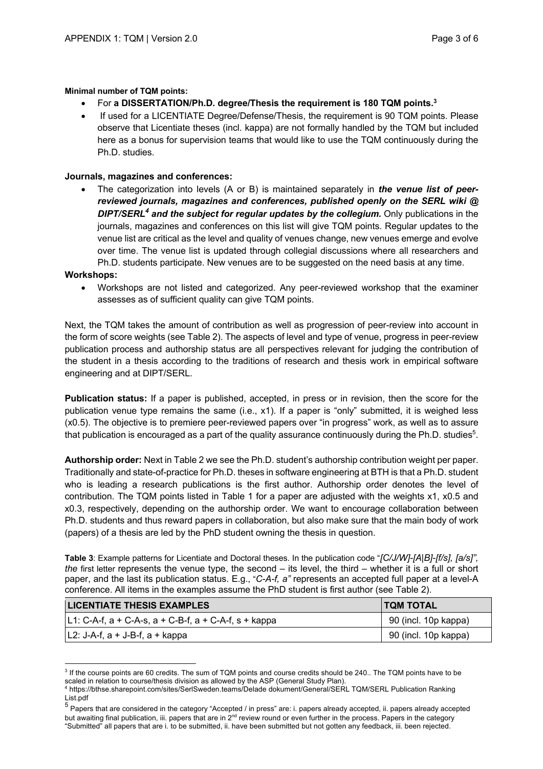**Minimal number of TQM points:**

- For **a DISSERTATION/Ph.D. degree/Thesis the requirement is 180 TQM points.**[3]
- If used for a LICENTIATE Degree/Defense/Thesis, the requirement is 90 TQM points. Please observe that Licentiate theses (incl. kappa) are not formally handled by the TQM but included here as a bonus for supervision teams that would like to use the TQM continuously during the Ph.D. studies.

**Journals, magazines and conferences:**

- The categorization into levels (A or B) is maintained separately in ***the venue list of peer-reviewed journals, magazines and conferences, published openly on the SERL wiki @ DIPT/SERL[4] and the subject for regular updates by the collegium.*** Only publications in the journals, magazines and conferences on this list will give TQM points. Regular updates to the venue list are critical as the level and quality of venues change, new venues emerge and evolve over time. The venue list is updated through collegial discussions where all researchers and Ph.D. students participate. New venues are to be suggested on the need basis at any time.

**Workshops:**

- Workshops are not listed and categorized. Any peer-reviewed workshop that the examiner assesses as of sufficient quality can give TQM points.

Next, the TQM takes the amount of contribution as well as progression of peer-review into account in the form of score weights (see Table 2). The aspects of level and type of venue, progress in peer-review publication process and authorship status are all perspectives relevant for judging the contribution of the student in a thesis according to the traditions of research and thesis work in empirical software engineering and at DIPT/SERL.

**Publication status:** If a paper is published, accepted, in press or in revision, then the score for the publication venue type remains the same (i.e., x1). If a paper is "only" submitted, it is weighed less (x0.5). The objective is to premiere peer-reviewed papers over "in progress" work, as well as to assure that publication is encouraged as a part of the quality assurance continuously during the Ph.D. studies[5].

**Authorship order:** Next in Table 2 we see the Ph.D. student's authorship contribution weight per paper. Traditionally and state-of-practice for Ph.D. theses in software engineering at BTH is that a Ph.D. student who is leading a research publications is the first author. Authorship order denotes the level of contribution. The TQM points listed in Table 1 for a paper are adjusted with the weights x1, x0.5 and x0.3, respectively, depending on the authorship order. We want to encourage collaboration between Ph.D. students and thus reward papers in collaboration, but also make sure that the main body of work (papers) of a thesis are led by the PhD student owning the thesis in question.

**Table 3**: Example patterns for Licentiate and Doctoral theses. In the publication code "*[C/J/W]-[A|B]-[f/s], [a/s]", the* first letter represents the venue type, the second – its level, the third – whether it is a full or short paper, and the last its publication status. E.g., "*C-A-f, a"* represents an accepted full paper at a level-A conference. All items in the examples assume the PhD student is first author (see Table 2).

| LICENTIATE THESIS EXAMPLES | TQM TOTAL |
|---|---|
| L1: C-A-f, a + C-A-s, a + C-B-f, a + C-A-f, s + kappa | 90 (incl. 10p kappa) |
| L2: J-A-f, a + J-B-f, a + kappa | 90 (incl. 10p kappa) |

[3] If the course points are 60 credits. The sum of TQM points and course credits should be 240.. The TQM points have to be scaled in relation to course/thesis division as allowed by the ASP (General Study Plan).

[4] https://bthse.sharepoint.com/sites/SerlSweden.teams/Delade dokument/General/SERL TQM/SERL Publication Ranking List.pdf

[5] Papers that are considered in the category "Accepted / in press" are: i. papers already accepted, ii. papers already accepted but awaiting final publication, iii. papers that are in 2[nd] review round or even further in the process. Papers in the category "Submitted" all papers that are i. to be submitted, ii. have been submitted but not gotten any feedback, iii. been rejected.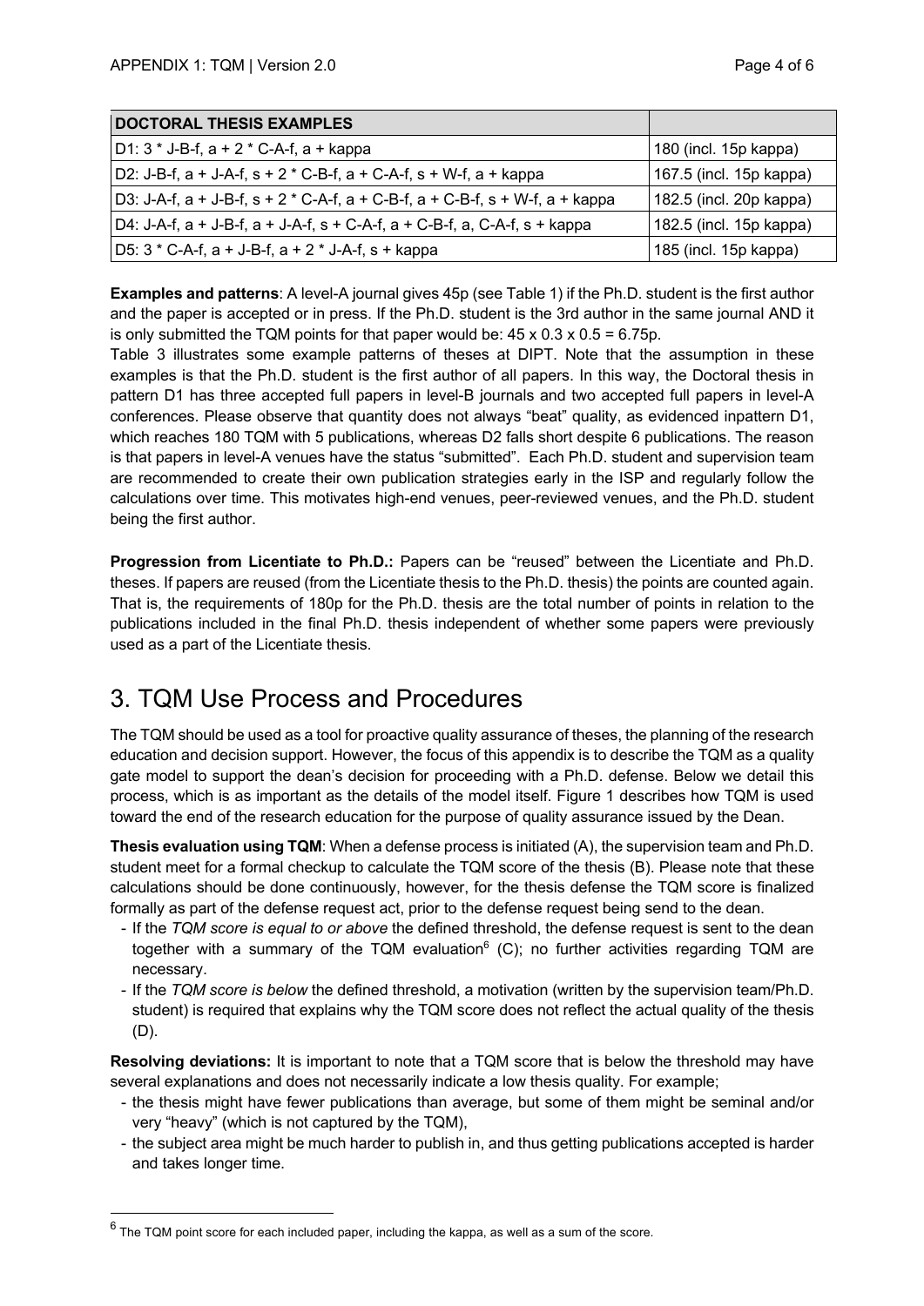| DOCTORAL THESIS EXAMPLES | |
|---|---|
| D1: 3 * J-B-f, a + 2 * C-A-f, a + kappa | 180 (incl. 15p kappa) |
| D2: J-B-f, a + J-A-f, s + 2 * C-B-f, a + C-A-f, s + W-f, a + kappa | 167.5 (incl. 15p kappa) |
| D3: J-A-f, a + J-B-f, s + 2 * C-A-f, a + C-B-f, a + C-B-f, s + W-f, a + kappa | 182.5 (incl. 20p kappa) |
| D4: J-A-f, a + J-B-f, a + J-A-f, s + C-A-f, a + C-B-f, a, C-A-f, s + kappa | 182.5 (incl. 15p kappa) |
| D5: 3 * C-A-f, a + J-B-f, a + 2 * J-A-f, s + kappa | 185 (incl. 15p kappa) |

**Examples and patterns**: A level-A journal gives 45p (see Table 1) if the Ph.D. student is the first author and the paper is accepted or in press. If the Ph.D. student is the 3rd author in the same journal AND it is only submitted the TQM points for that paper would be: 45 x 0.3 x 0.5 = 6.75p.

Table 3 illustrates some example patterns of theses at DIPT. Note that the assumption in these examples is that the Ph.D. student is the first author of all papers. In this way, the Doctoral thesis in pattern D1 has three accepted full papers in level-B journals and two accepted full papers in level-A conferences. Please observe that quantity does not always "beat" quality, as evidenced inpattern D1, which reaches 180 TQM with 5 publications, whereas D2 falls short despite 6 publications. The reason is that papers in level-A venues have the status "submitted". Each Ph.D. student and supervision team are recommended to create their own publication strategies early in the ISP and regularly follow the calculations over time. This motivates high-end venues, peer-reviewed venues, and the Ph.D. student being the first author.

**Progression from Licentiate to Ph.D.:** Papers can be "reused" between the Licentiate and Ph.D. theses. If papers are reused (from the Licentiate thesis to the Ph.D. thesis) the points are counted again. That is, the requirements of 180p for the Ph.D. thesis are the total number of points in relation to the publications included in the final Ph.D. thesis independent of whether some papers were previously used as a part of the Licentiate thesis.

# 3. TQM Use Process and Procedures

The TQM should be used as a tool for proactive quality assurance of theses, the planning of the research education and decision support. However, the focus of this appendix is to describe the TQM as a quality gate model to support the dean's decision for proceeding with a Ph.D. defense. Below we detail this process, which is as important as the details of the model itself. Figure 1 describes how TQM is used toward the end of the research education for the purpose of quality assurance issued by the Dean.

**Thesis evaluation using TQM**: When a defense process is initiated (A), the supervision team and Ph.D. student meet for a formal checkup to calculate the TQM score of the thesis (B). Please note that these calculations should be done continuously, however, for the thesis defense the TQM score is finalized formally as part of the defense request act, prior to the defense request being send to the dean.

- If the *TQM score is equal to or above* the defined threshold, the defense request is sent to the dean together with a summary of the TQM evaluation[6] (C); no further activities regarding TQM are necessary.
- If the *TQM score is below* the defined threshold, a motivation (written by the supervision team/Ph.D. student) is required that explains why the TQM score does not reflect the actual quality of the thesis (D).

**Resolving deviations:** It is important to note that a TQM score that is below the threshold may have several explanations and does not necessarily indicate a low thesis quality. For example;

- the thesis might have fewer publications than average, but some of them might be seminal and/or very "heavy" (which is not captured by the TQM),
- the subject area might be much harder to publish in, and thus getting publications accepted is harder and takes longer time.

[6] The TQM point score for each included paper, including the kappa, as well as a sum of the score.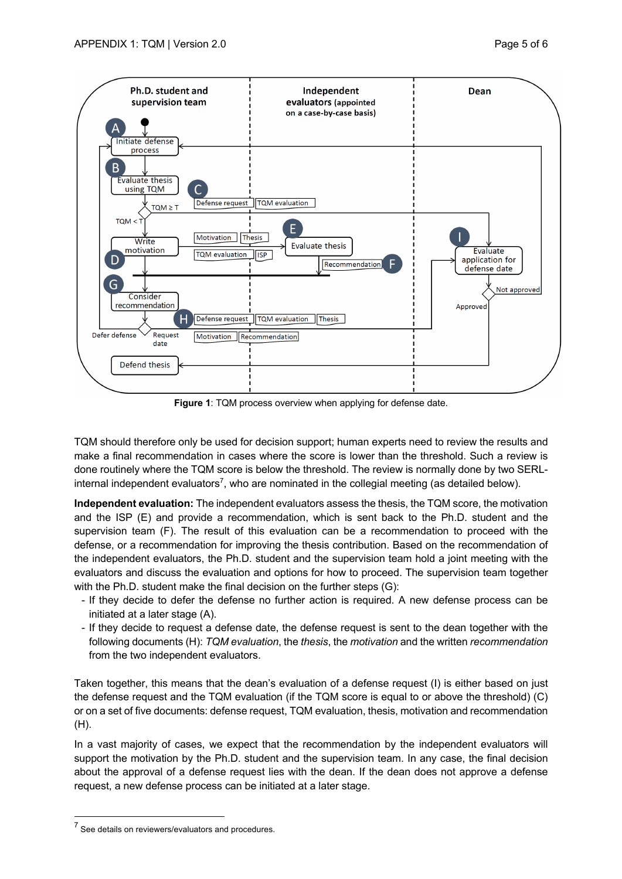**Figure 1**: TQM process overview when applying for defense date.

TQM should therefore only be used for decision support; human experts need to review the results and make a final recommendation in cases where the score is lower than the threshold. Such a review is done routinely where the TQM score is below the threshold. The review is normally done by two SERL-internal independent evaluators[7], who are nominated in the collegial meeting (as detailed below).

**Independent evaluation:** The independent evaluators assess the thesis, the TQM score, the motivation and the ISP (E) and provide a recommendation, which is sent back to the Ph.D. student and the supervision team (F). The result of this evaluation can be a recommendation to proceed with the defense, or a recommendation for improving the thesis contribution. Based on the recommendation of the independent evaluators, the Ph.D. student and the supervision team hold a joint meeting with the evaluators and discuss the evaluation and options for how to proceed. The supervision team together with the Ph.D. student make the final decision on the further steps (G):

- If they decide to defer the defense no further action is required. A new defense process can be initiated at a later stage (A).
- If they decide to request a defense date, the defense request is sent to the dean together with the following documents (H): *TQM evaluation*, the *thesis*, the *motivation* and the written *recommendation* from the two independent evaluators.

Taken together, this means that the dean's evaluation of a defense request (I) is either based on just the defense request and the TQM evaluation (if the TQM score is equal to or above the threshold) (C) or on a set of five documents: defense request, TQM evaluation, thesis, motivation and recommendation (H).

In a vast majority of cases, we expect that the recommendation by the independent evaluators will support the motivation by the Ph.D. student and the supervision team. In any case, the final decision about the approval of a defense request lies with the dean. If the dean does not approve a defense request, a new defense process can be initiated at a later stage.

[7] See details on reviewers/evaluators and procedures.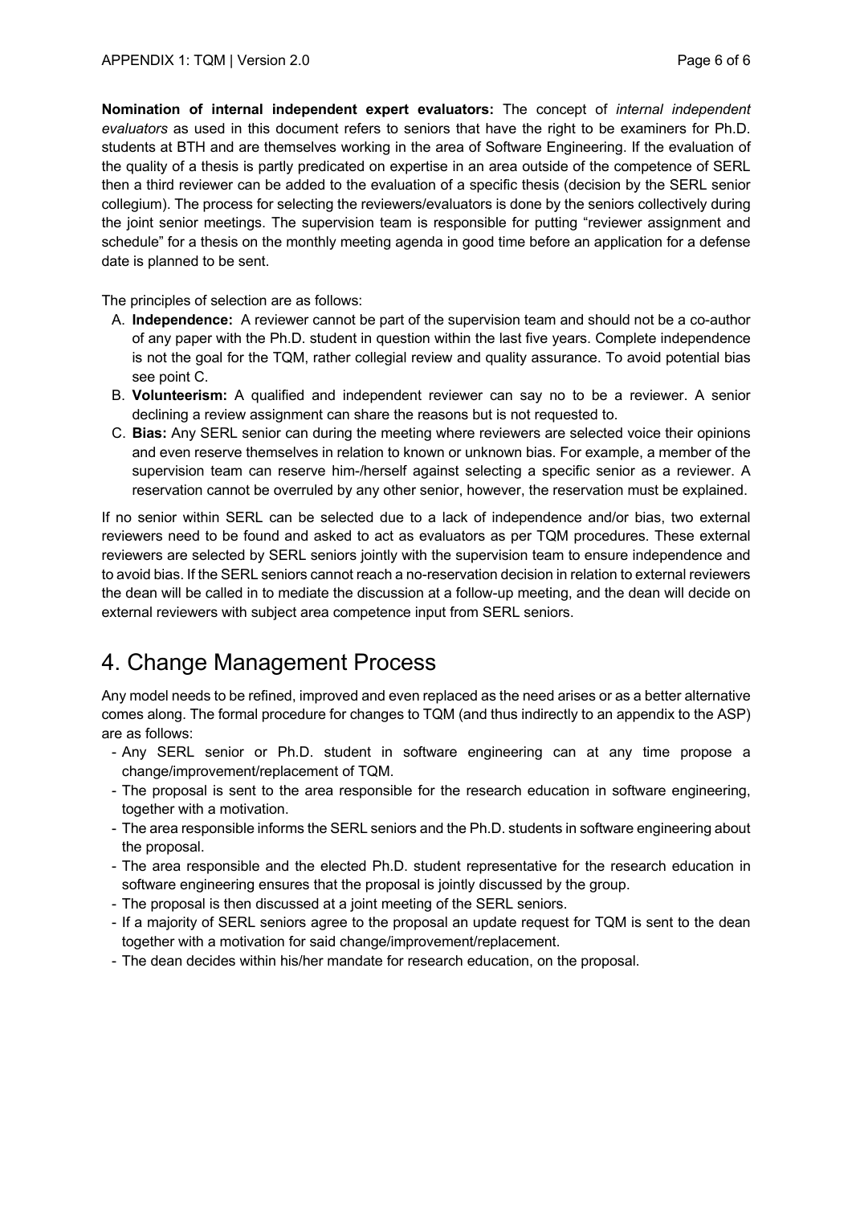**Nomination of internal independent expert evaluators:** The concept of *internal independent evaluators* as used in this document refers to seniors that have the right to be examiners for Ph.D. students at BTH and are themselves working in the area of Software Engineering. If the evaluation of the quality of a thesis is partly predicated on expertise in an area outside of the competence of SERL then a third reviewer can be added to the evaluation of a specific thesis (decision by the SERL senior collegium). The process for selecting the reviewers/evaluators is done by the seniors collectively during the joint senior meetings. The supervision team is responsible for putting "reviewer assignment and schedule" for a thesis on the monthly meeting agenda in good time before an application for a defense date is planned to be sent.

The principles of selection are as follows:

A. **Independence:** A reviewer cannot be part of the supervision team and should not be a co-author of any paper with the Ph.D. student in question within the last five years. Complete independence is not the goal for the TQM, rather collegial review and quality assurance. To avoid potential bias see point C.
B. **Volunteerism:** A qualified and independent reviewer can say no to be a reviewer. A senior declining a review assignment can share the reasons but is not requested to.
C. **Bias:** Any SERL senior can during the meeting where reviewers are selected voice their opinions and even reserve themselves in relation to known or unknown bias. For example, a member of the supervision team can reserve him-/herself against selecting a specific senior as a reviewer. A reservation cannot be overruled by any other senior, however, the reservation must be explained.

If no senior within SERL can be selected due to a lack of independence and/or bias, two external reviewers need to be found and asked to act as evaluators as per TQM procedures. These external reviewers are selected by SERL seniors jointly with the supervision team to ensure independence and to avoid bias. If the SERL seniors cannot reach a no-reservation decision in relation to external reviewers the dean will be called in to mediate the discussion at a follow-up meeting, and the dean will decide on external reviewers with subject area competence input from SERL seniors.

# 4. Change Management Process

Any model needs to be refined, improved and even replaced as the need arises or as a better alternative comes along. The formal procedure for changes to TQM (and thus indirectly to an appendix to the ASP) are as follows:

- Any SERL senior or Ph.D. student in software engineering can at any time propose a change/improvement/replacement of TQM.
- The proposal is sent to the area responsible for the research education in software engineering, together with a motivation.
- The area responsible informs the SERL seniors and the Ph.D. students in software engineering about the proposal.
- The area responsible and the elected Ph.D. student representative for the research education in software engineering ensures that the proposal is jointly discussed by the group.
- The proposal is then discussed at a joint meeting of the SERL seniors.
- If a majority of SERL seniors agree to the proposal an update request for TQM is sent to the dean together with a motivation for said change/improvement/replacement.
- The dean decides within his/her mandate for research education, on the proposal.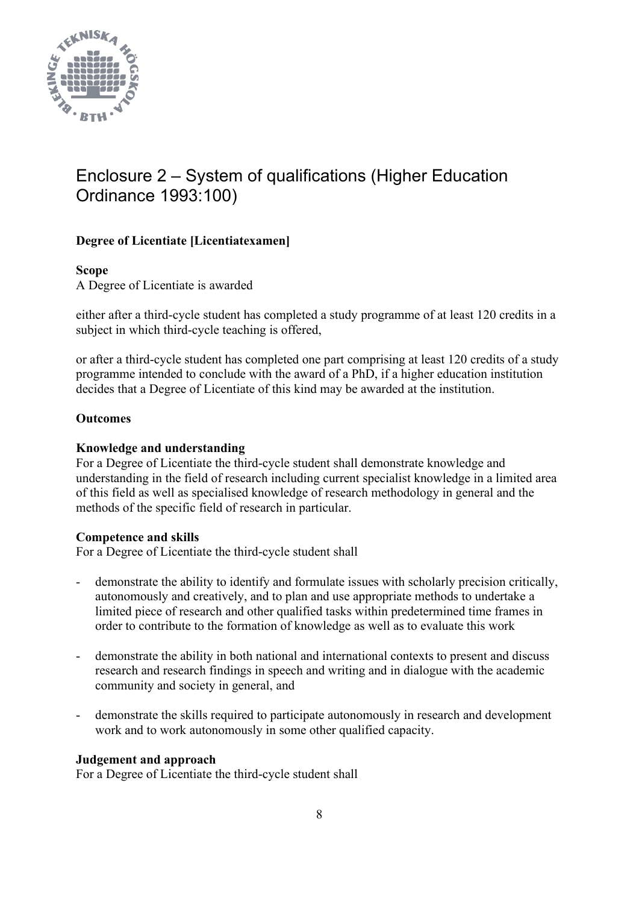# Enclosure 2 – System of qualifications (Higher Education Ordinance 1993:100)

**Degree of Licentiate [Licentiatexamen]**

**Scope**

A Degree of Licentiate is awarded

either after a third-cycle student has completed a study programme of at least 120 credits in a subject in which third-cycle teaching is offered,

or after a third-cycle student has completed one part comprising at least 120 credits of a study programme intended to conclude with the award of a PhD, if a higher education institution decides that a Degree of Licentiate of this kind may be awarded at the institution.

**Outcomes**

**Knowledge and understanding**

For a Degree of Licentiate the third-cycle student shall demonstrate knowledge and understanding in the field of research including current specialist knowledge in a limited area of this field as well as specialised knowledge of research methodology in general and the methods of the specific field of research in particular.

**Competence and skills**

For a Degree of Licentiate the third-cycle student shall

- demonstrate the ability to identify and formulate issues with scholarly precision critically, autonomously and creatively, and to plan and use appropriate methods to undertake a limited piece of research and other qualified tasks within predetermined time frames in order to contribute to the formation of knowledge as well as to evaluate this work

- demonstrate the ability in both national and international contexts to present and discuss research and research findings in speech and writing and in dialogue with the academic community and society in general, and

- demonstrate the skills required to participate autonomously in research and development work and to work autonomously in some other qualified capacity.

**Judgement and approach**

For a Degree of Licentiate the third-cycle student shall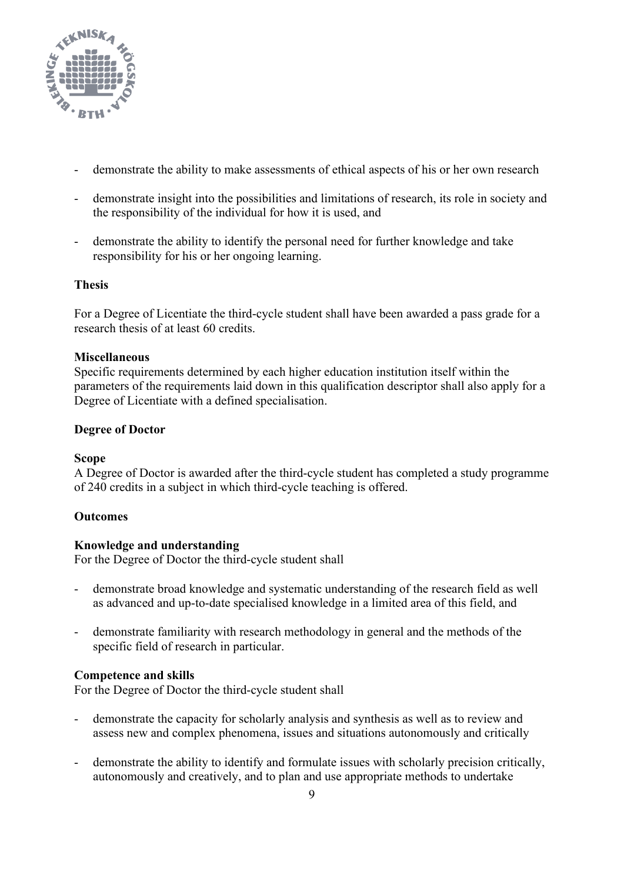- demonstrate the ability to make assessments of ethical aspects of his or her own research
- demonstrate insight into the possibilities and limitations of research, its role in society and the responsibility of the individual for how it is used, and
- demonstrate the ability to identify the personal need for further knowledge and take responsibility for his or her ongoing learning.

**Thesis**

For a Degree of Licentiate the third-cycle student shall have been awarded a pass grade for a research thesis of at least 60 credits.

**Miscellaneous**

Specific requirements determined by each higher education institution itself within the parameters of the requirements laid down in this qualification descriptor shall also apply for a Degree of Licentiate with a defined specialisation.

**Degree of Doctor**

**Scope**

A Degree of Doctor is awarded after the third-cycle student has completed a study programme of 240 credits in a subject in which third-cycle teaching is offered.

**Outcomes**

**Knowledge and understanding**

For the Degree of Doctor the third-cycle student shall

- demonstrate broad knowledge and systematic understanding of the research field as well as advanced and up-to-date specialised knowledge in a limited area of this field, and
- demonstrate familiarity with research methodology in general and the methods of the specific field of research in particular.

**Competence and skills**

For the Degree of Doctor the third-cycle student shall

- demonstrate the capacity for scholarly analysis and synthesis as well as to review and assess new and complex phenomena, issues and situations autonomously and critically
- demonstrate the ability to identify and formulate issues with scholarly precision critically, autonomously and creatively, and to plan and use appropriate methods to undertake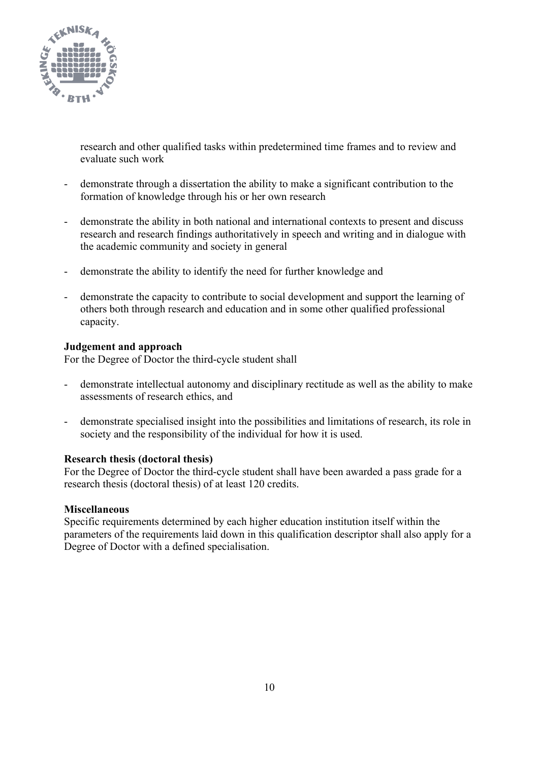research and other qualified tasks within predetermined time frames and to review and evaluate such work

- demonstrate through a dissertation the ability to make a significant contribution to the formation of knowledge through his or her own research
- demonstrate the ability in both national and international contexts to present and discuss research and research findings authoritatively in speech and writing and in dialogue with the academic community and society in general
- demonstrate the ability to identify the need for further knowledge and
- demonstrate the capacity to contribute to social development and support the learning of others both through research and education and in some other qualified professional capacity.

**Judgement and approach**
For the Degree of Doctor the third-cycle student shall

- demonstrate intellectual autonomy and disciplinary rectitude as well as the ability to make assessments of research ethics, and
- demonstrate specialised insight into the possibilities and limitations of research, its role in society and the responsibility of the individual for how it is used.

**Research thesis (doctoral thesis)**
For the Degree of Doctor the third-cycle student shall have been awarded a pass grade for a research thesis (doctoral thesis) of at least 120 credits.

**Miscellaneous**
Specific requirements determined by each higher education institution itself within the parameters of the requirements laid down in this qualification descriptor shall also apply for a Degree of Doctor with a defined specialisation.